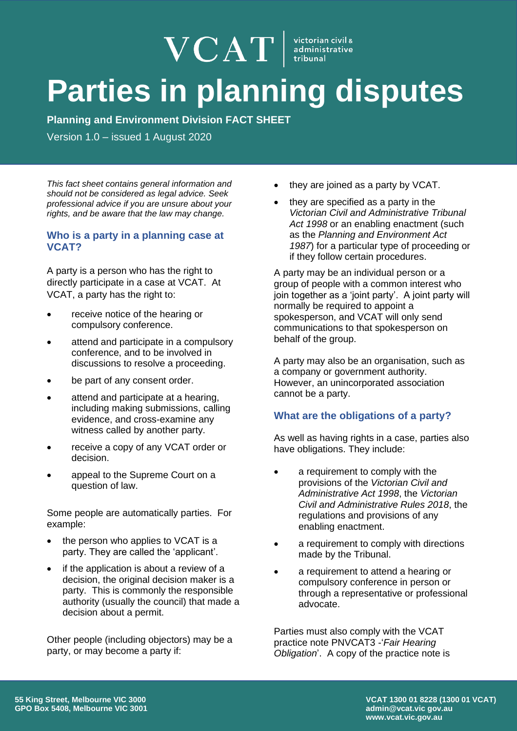VCAT | victorian civil & administrative tribunal

# Parties in planning disputes

**Planning and Environment Division FACT SHEET**

Version 1.0 – issued 1 August 2020

*This fact sheet contains general information and should not be considered as legal advice. Seek professional advice if you are unsure about your rights, and be aware that the law may change.*

## Who is a party in a planning case at VCAT?

A party is a person who has the right to directly participate in a case at VCAT. At VCAT, a party has the right to:

- receive notice of the hearing or compulsory conference.
- attend and participate in a compulsory conference, and to be involved in discussions to resolve a proceeding.
- be part of any consent order.
- attend and participate at a hearing, including making submissions, calling evidence, and cross-examine any witness called by another party.
- receive a copy of any VCAT order or decision.
- appeal to the Supreme Court on a question of law.

Some people are automatically parties. For example:

- the person who applies to VCAT is a party. They are called the 'applicant'.
- if the application is about a review of a decision, the original decision maker is a party. This is commonly the responsible authority (usually the council) that made a decision about a permit.

Other people (including objectors) may be a party, or may become a party if:

- they are joined as a party by VCAT.
- they are specified as a party in the *Victorian Civil and Administrative Tribunal Act 1998* or an enabling enactment (such as the *Planning and Environment Act 1987*) for a particular type of proceeding or if they follow certain procedures.

A party may be an individual person or a group of people with a common interest who join together as a 'joint party'. A joint party will normally be required to appoint a spokesperson, and VCAT will only send communications to that spokesperson on behalf of the group.

A party may also be an organisation, such as a company or government authority. However, an unincorporated association cannot be a party.

## What are the obligations of a party?

As well as having rights in a case, parties also have obligations. They include:

- a requirement to comply with the provisions of the *Victorian Civil and Administrative Act 1998*, the *Victorian Civil and Administrative Rules 2018*, the regulations and provisions of any enabling enactment.
- a requirement to comply with directions made by the Tribunal.
- a requirement to attend a hearing or compulsory conference in person or through a representative or professional advocate.

Parties must also comply with the VCAT practice note PNVCAT3 -'*Fair Hearing Obligation*'. A copy of the practice note is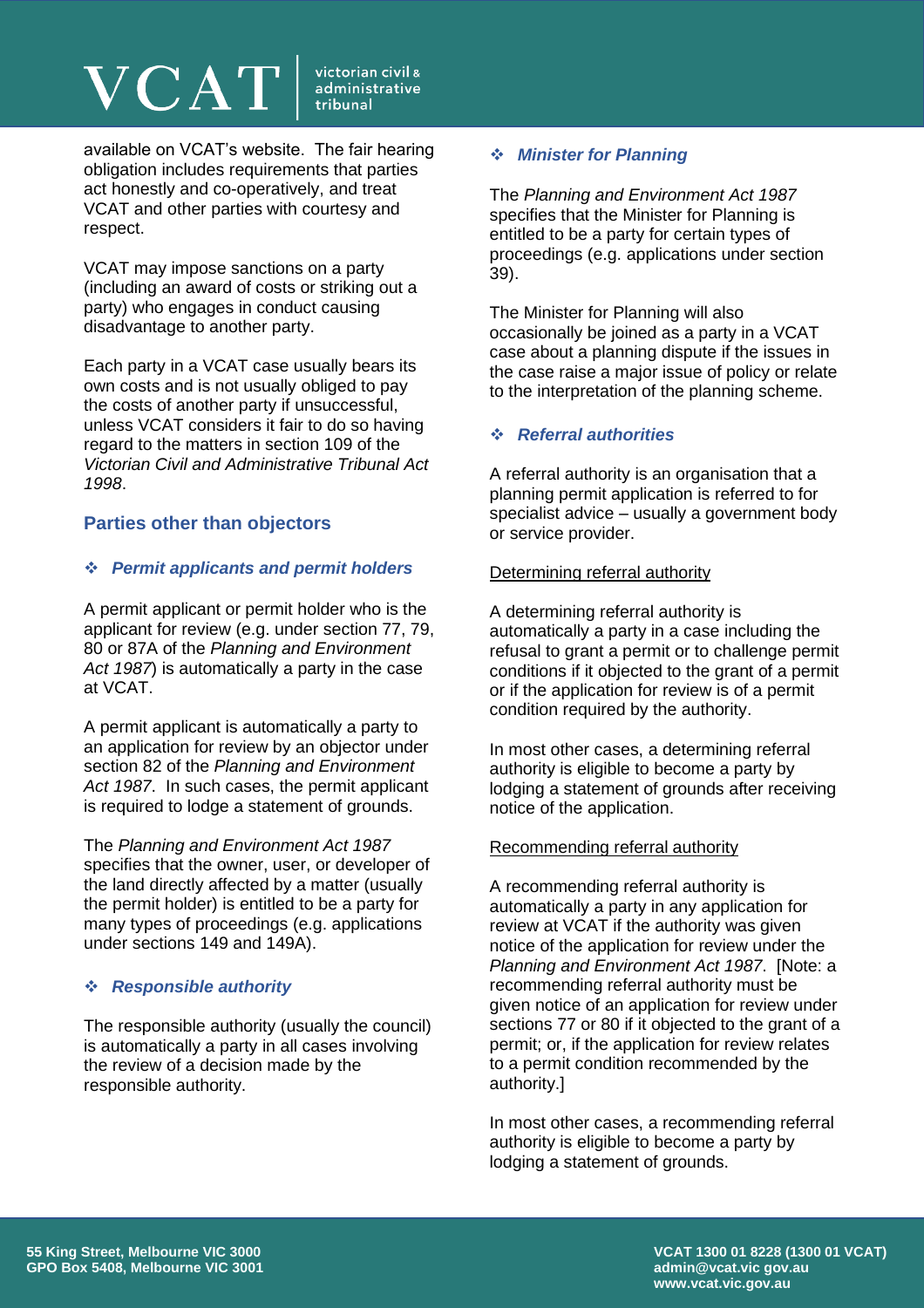available on VCAT's website. The fair hearing obligation includes requirements that parties act honestly and co-operatively, and treat VCAT and other parties with courtesy and respect.

VCAT may impose sanctions on a party (including an award of costs or striking out a party) who engages in conduct causing disadvantage to another party.

Each party in a VCAT case usually bears its own costs and is not usually obliged to pay the costs of another party if unsuccessful, unless VCAT considers it fair to do so having regard to the matters in section 109 of the *Victorian Civil and Administrative Tribunal Act 1998*.

## Parties other than objectors

### ❖ *Permit applicants and permit holders*

A permit applicant or permit holder who is the applicant for review (e.g. under section 77, 79, 80 or 87A of the *Planning and Environment Act 1987*) is automatically a party in the case at VCAT.

A permit applicant is automatically a party to an application for review by an objector under section 82 of the *Planning and Environment Act 1987*. In such cases, the permit applicant is required to lodge a statement of grounds.

The *Planning and Environment Act 1987* specifies that the owner, user, or developer of the land directly affected by a matter (usually the permit holder) is entitled to be a party for many types of proceedings (e.g. applications under sections 149 and 149A).

### ❖ *Responsible authority*

The responsible authority (usually the council) is automatically a party in all cases involving the review of a decision made by the responsible authority.

### ❖ *Minister for Planning*

The *Planning and Environment Act 1987* specifies that the Minister for Planning is entitled to be a party for certain types of proceedings (e.g. applications under section 39).

The Minister for Planning will also occasionally be joined as a party in a VCAT case about a planning dispute if the issues in the case raise a major issue of policy or relate to the interpretation of the planning scheme.

### ❖ *Referral authorities*

A referral authority is an organisation that a planning permit application is referred to for specialist advice – usually a government body or service provider.

<u>Determining referral authority</u>

A determining referral authority is automatically a party in a case including the refusal to grant a permit or to challenge permit conditions if it objected to the grant of a permit or if the application for review is of a permit condition required by the authority.

In most other cases, a determining referral authority is eligible to become a party by lodging a statement of grounds after receiving notice of the application.

<u>Recommending referral authority</u>

A recommending referral authority is automatically a party in any application for review at VCAT if the authority was given notice of the application for review under the *Planning and Environment Act 1987*. [Note: a recommending referral authority must be given notice of an application for review under sections 77 or 80 if it objected to the grant of a permit; or, if the application for review relates to a permit condition recommended by the authority.]

In most other cases, a recommending referral authority is eligible to become a party by lodging a statement of grounds.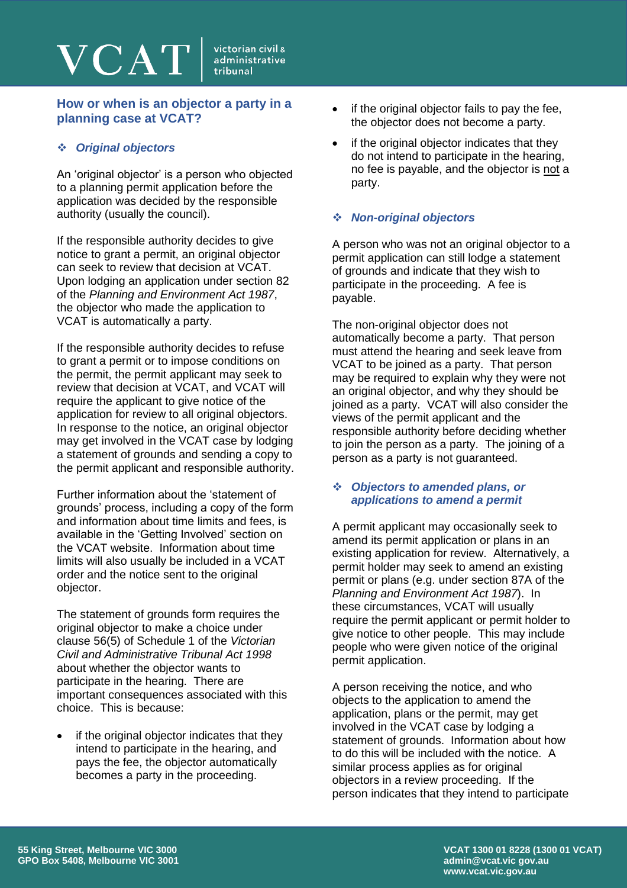## How or when is an objector a party in a planning case at VCAT?

### ❖ *Original objectors*

An 'original objector' is a person who objected to a planning permit application before the application was decided by the responsible authority (usually the council).

If the responsible authority decides to give notice to grant a permit, an original objector can seek to review that decision at VCAT. Upon lodging an application under section 82 of the *Planning and Environment Act 1987*, the objector who made the application to VCAT is automatically a party.

If the responsible authority decides to refuse to grant a permit or to impose conditions on the permit, the permit applicant may seek to review that decision at VCAT, and VCAT will require the applicant to give notice of the application for review to all original objectors. In response to the notice, an original objector may get involved in the VCAT case by lodging a statement of grounds and sending a copy to the permit applicant and responsible authority.

Further information about the 'statement of grounds' process, including a copy of the form and information about time limits and fees, is available in the 'Getting Involved' section on the VCAT website. Information about time limits will also usually be included in a VCAT order and the notice sent to the original objector.

The statement of grounds form requires the original objector to make a choice under clause 56(5) of Schedule 1 of the *Victorian Civil and Administrative Tribunal Act 1998* about whether the objector wants to participate in the hearing. There are important consequences associated with this choice. This is because:

- if the original objector indicates that they intend to participate in the hearing, and pays the fee, the objector automatically becomes a party in the proceeding.
- if the original objector fails to pay the fee, the objector does not become a party.
- if the original objector indicates that they do not intend to participate in the hearing, no fee is payable, and the objector is not a party.

### ❖ *Non-original objectors*

A person who was not an original objector to a permit application can still lodge a statement of grounds and indicate that they wish to participate in the proceeding. A fee is payable.

The non-original objector does not automatically become a party. That person must attend the hearing and seek leave from VCAT to be joined as a party. That person may be required to explain why they were not an original objector, and why they should be joined as a party. VCAT will also consider the views of the permit applicant and the responsible authority before deciding whether to join the person as a party. The joining of a person as a party is not guaranteed.

### ❖ *Objectors to amended plans, or applications to amend a permit*

A permit applicant may occasionally seek to amend its permit application or plans in an existing application for review. Alternatively, a permit holder may seek to amend an existing permit or plans (e.g. under section 87A of the *Planning and Environment Act 1987*). In these circumstances, VCAT will usually require the permit applicant or permit holder to give notice to other people. This may include people who were given notice of the original permit application.

A person receiving the notice, and who objects to the amend the application, plans or the permit, may get involved in the VCAT case by lodging a statement of grounds. Information about how to do this will be included with the notice. A similar process applies as for original objectors in a review proceeding. If the person indicates that they intend to participate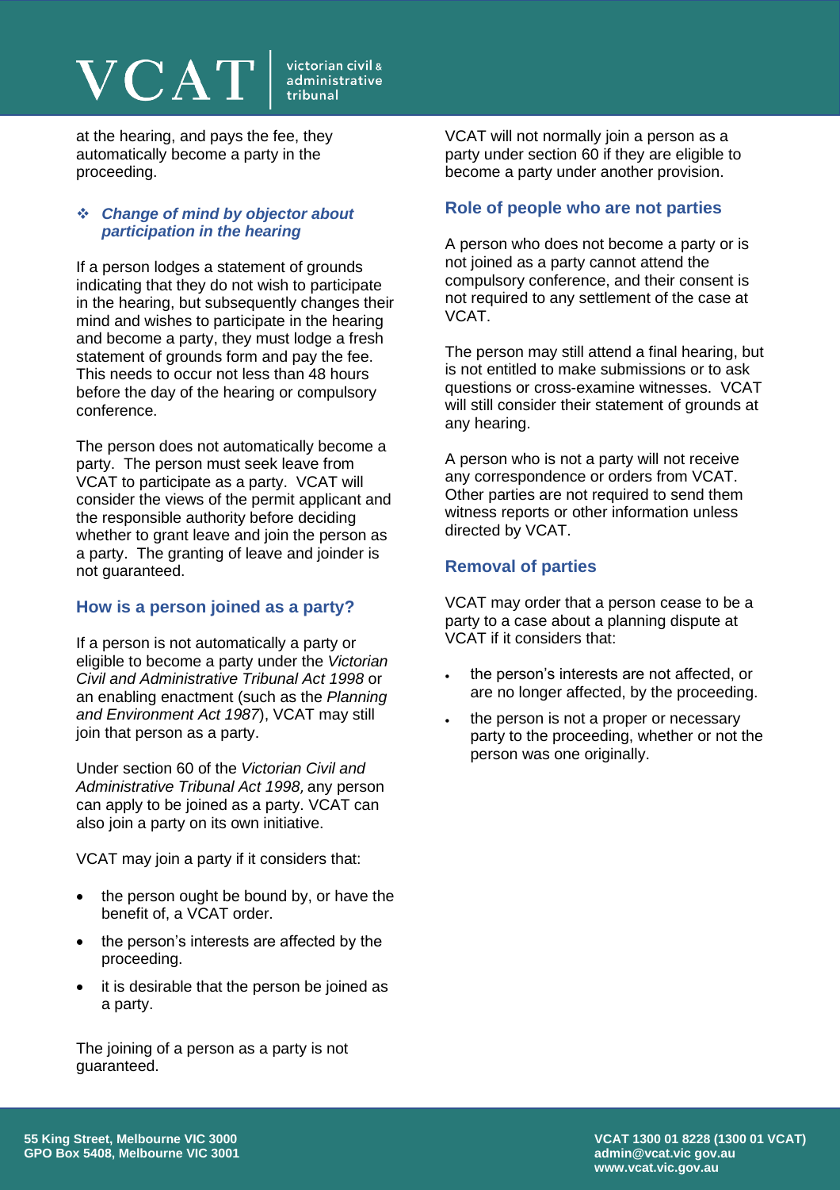at the hearing, and pays the fee, they automatically become a party in the proceeding.

### *Change of mind by objector about participation in the hearing*

If a person lodges a statement of grounds indicating that they do not wish to participate in the hearing, but subsequently changes their mind and wishes to participate in the hearing and become a party, they must lodge a fresh statement of grounds form and pay the fee. This needs to occur not less than 48 hours before the day of the hearing or compulsory conference.

The person does not automatically become a party. The person must seek leave from VCAT to participate as a party. VCAT will consider the views of the permit applicant and the responsible authority before deciding whether to grant leave and join the person as a party. The granting of leave and joinder is not guaranteed.

## How is a person joined as a party?

If a person is not automatically a party or eligible to become a party under the *Victorian Civil and Administrative Tribunal Act 1998* or an enabling enactment (such as the *Planning and Environment Act 1987*), VCAT may still join that person as a party.

Under section 60 of the *Victorian Civil and Administrative Tribunal Act 1998,* any person can apply to be joined as a party. VCAT can also join a party on its own initiative.

VCAT may join a party if it considers that:

- the person ought be bound by, or have the benefit of, a VCAT order.
- the person's interests are affected by the proceeding.
- it is desirable that the person be joined as a party.

The joining of a person as a party is not guaranteed.

VCAT will not normally join a person as a party under section 60 if they are eligible to become a party under another provision.

## Role of people who are not parties

A person who does not become a party or is not joined as a party cannot attend the compulsory conference, and their consent is not required to any settlement of the case at VCAT.

The person may still attend a final hearing, but is not entitled to make submissions or to ask questions or cross-examine witnesses. VCAT will still consider their statement of grounds at any hearing.

A person who is not a party will not receive any correspondence or orders from VCAT. Other parties are not required to send them witness reports or other information unless directed by VCAT.

## Removal of parties

VCAT may order that a person cease to be a party to a case about a planning dispute at VCAT if it considers that:

- the person's interests are not affected, or are no longer affected, by the proceeding.
- the person is not a proper or necessary party to the proceeding, whether or not the person was one originally.